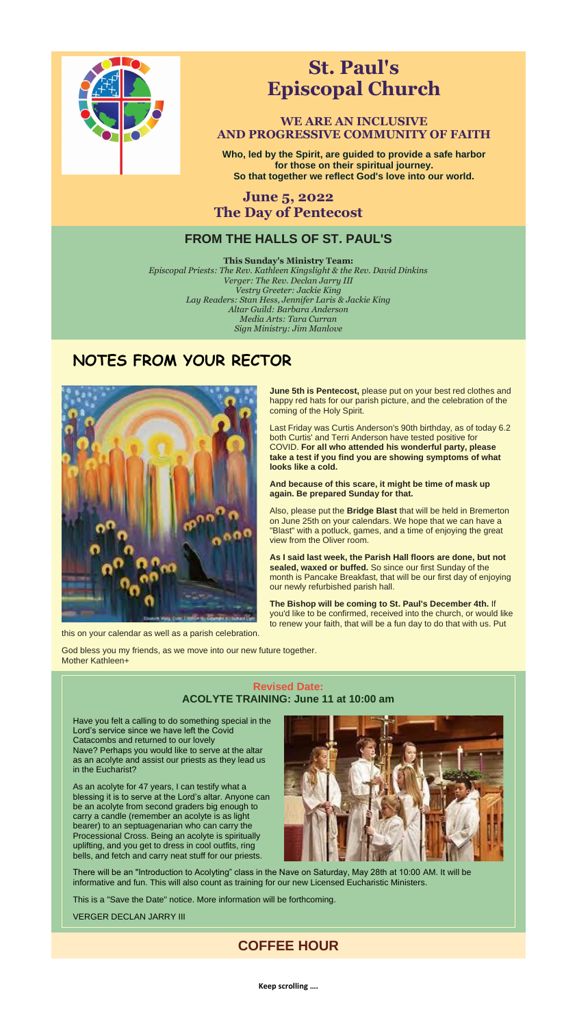# St. Paul's Episcopal Church

### WE ARE AN INCLUSIVE AND PROGRESSIVE COMMUNITY OF FAITH

**Who, led by the Spirit, are guided to provide a safe harbor for those on their spiritual journey. So that together we reflect God's love into our world.**

### June 5, 2022
### The Day of Pentecost

## FROM THE HALLS OF ST. PAUL'S

**This Sunday's Ministry Team:**
*Episcopal Priests: The Rev. Kathleen Kingslight & the Rev. David Dinkins*
*Verger: The Rev. Declan Jarry III*
*Vestry Greeter: Jackie King*
*Lay Readers: Stan Hess, Jennifer Laris & Jackie King*
*Altar Guild: Barbara Anderson*
*Media Arts: Tara Curran*
*Sign Ministry: Jim Manlove*

## NOTES FROM YOUR RECTOR

**June 5th is Pentecost,** please put on your best red clothes and happy red hats for our parish picture, and the celebration of the coming of the Holy Spirit.

Last Friday was Curtis Anderson's 90th birthday, as of today 6.2 both Curtis' and Terri Anderson have tested positive for COVID. **For all who attended his wonderful party, please take a test if you find you are showing symptoms of what looks like a cold.**

**And because of this scare, it might be time of mask up again. Be prepared Sunday for that.**

Also, please put the **Bridge Blast** that will be held in Bremerton on June 25th on your calendars. We hope that we can have a "Blast" with a potluck, games, and a time of enjoying the great view from the Oliver room.

**As I said last week, the Parish Hall floors are done, but not sealed, waxed or buffed.** So since our first Sunday of the month is Pancake Breakfast, that will be our first day of enjoying our newly refurbished parish hall.

**The Bishop will be coming to St. Paul's December 4th.** If you'd like to be confirmed, received into the church, or would like to renew your faith, that will be a fun day to do that with us. Put this on your calendar as well as a parish celebration.

God bless you my friends, as we move into our new future together.
Mother Kathleen+

### Revised Date:
### ACOLYTE TRAINING: June 11 at 10:00 am

Have you felt a calling to do something special in the Lord's service since we have left the Covid Catacombs and returned to our lovely Nave? Perhaps you would like to serve at the altar as an acolyte and assist our priests as they lead us in the Eucharist?

As an acolyte for 47 years, I can testify what a blessing it is to serve at the Lord's altar. Anyone can be an acolyte from second graders big enough to carry a candle (remember an acolyte is as light bearer) to an septuagenarian who can carry the Processional Cross. Being an acolyte is spiritually uplifting, and you get to dress in cool outfits, ring bells, and fetch and carry neat stuff for our priests.

There will be an "Introduction to Acolyting" class in the Nave on Saturday, May 28th at 10:00 AM. It will be informative and fun. This will also count as training for our new Licensed Eucharistic Ministers.

This is a "Save the Date" notice. More information will be forthcoming.

VERGER DECLAN JARRY III

## COFFEE HOUR

**Keep scrolling ….**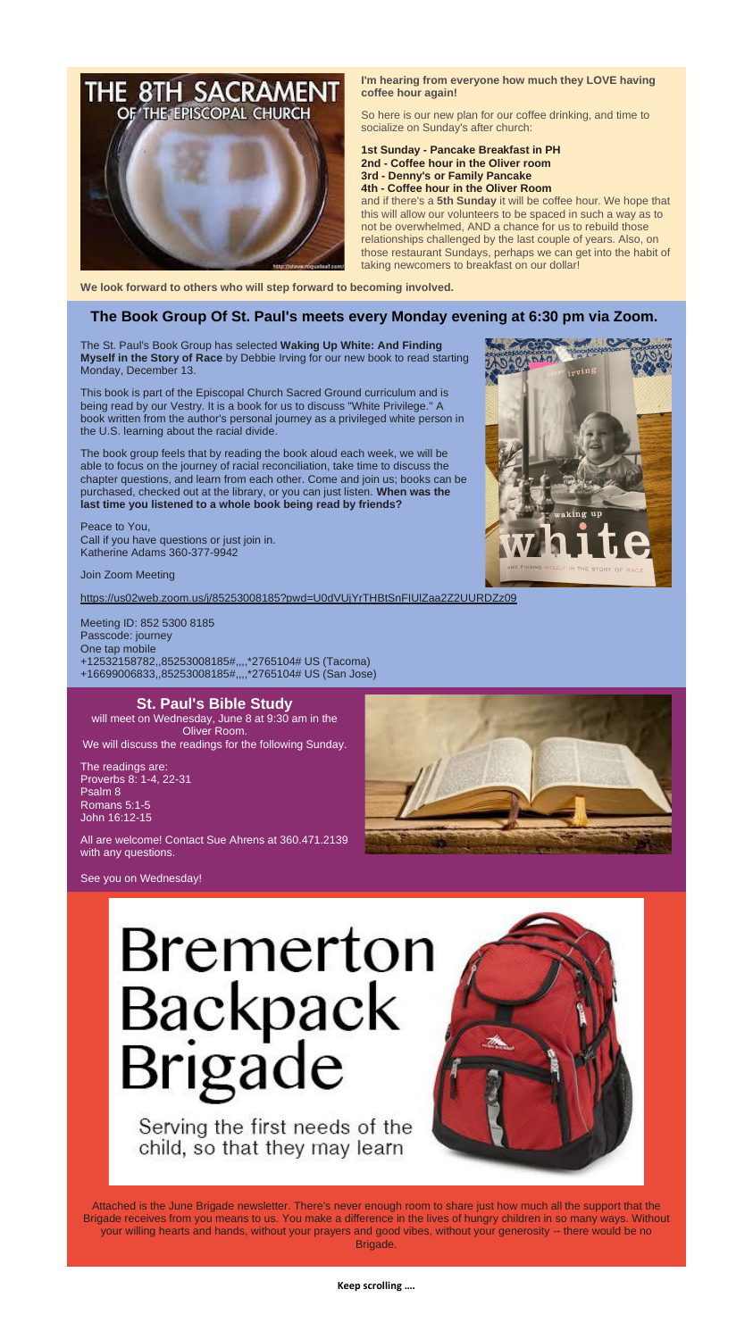THE 8TH SACRAMENT OF THE EPISCOPAL CHURCH

**I'm hearing from everyone how much they LOVE having coffee hour again!**

So here is our new plan for our coffee drinking, and time to socialize on Sunday's after church:

**1st Sunday - Pancake Breakfast in PH**
**2nd - Coffee hour in the Oliver room**
**3rd - Denny's or Family Pancake**
**4th - Coffee hour in the Oliver Room**

and if there's a **5th Sunday** it will be coffee hour. We hope that this will allow our volunteers to be spaced in such a way as to not be overwhelmed, AND a chance for us to rebuild those relationships challenged by the last couple of years. Also, on those restaurant Sundays, perhaps we can get into the habit of taking newcomers to breakfast on our dollar!

**We look forward to others who will step forward to becoming involved.**

## The Book Group Of St. Paul's meets every Monday evening at 6:30 pm via Zoom.

The St. Paul's Book Group has selected **Waking Up White: And Finding Myself in the Story of Race** by Debbie Irving for our new book to read starting Monday, December 13.

This book is part of the Episcopal Church Sacred Ground curriculum and is being read by our Vestry. It is a book for us to discuss "White Privilege." A book written from the author's personal journey as a privileged white person in the U.S. learning about the racial divide.

The book group feels that by reading the book aloud each week, we will be able to focus on the journey of racial reconciliation, take time to discuss the chapter questions, and learn from each other. Come and join us; books can be purchased, checked out at the library, or you can just listen. **When was the last time you listened to a whole book being read by friends?**

Peace to You,
Call if you have questions or just join in.
Katherine Adams 360-377-9942

Join Zoom Meeting

https://us02web.zoom.us/j/85253008185?pwd=U0dVUjYrTHBtSnFIUlZaa2Z2UURDZz09

Meeting ID: 852 5300 8185
Passcode: journey
One tap mobile
+12532158782,,85253008185#,,,,*2765104# US (Tacoma)
+16699006833,,85253008185#,,,,*2765104# US (San Jose)

## St. Paul's Bible Study

will meet on Wednesday, June 8 at 9:30 am in the Oliver Room.
We will discuss the readings for the following Sunday.

The readings are:
Proverbs 8: 1-4, 22-31
Psalm 8
Romans 5:1-5
John 16:12-15

All are welcome! Contact Sue Ahrens at 360.471.2139 with any questions.

See you on Wednesday!

# Bremerton Backpack Brigade

Serving the first needs of the child, so that they may learn

Attached is the June Brigade newsletter. There's never enough room to share just how much all the support that the Brigade receives from you means to us. You make a difference in the lives of hungry children in so many ways. Without your willing hearts and hands, without your prayers and good vibes, without your generosity -- there would be no Brigade.

**Keep scrolling ….**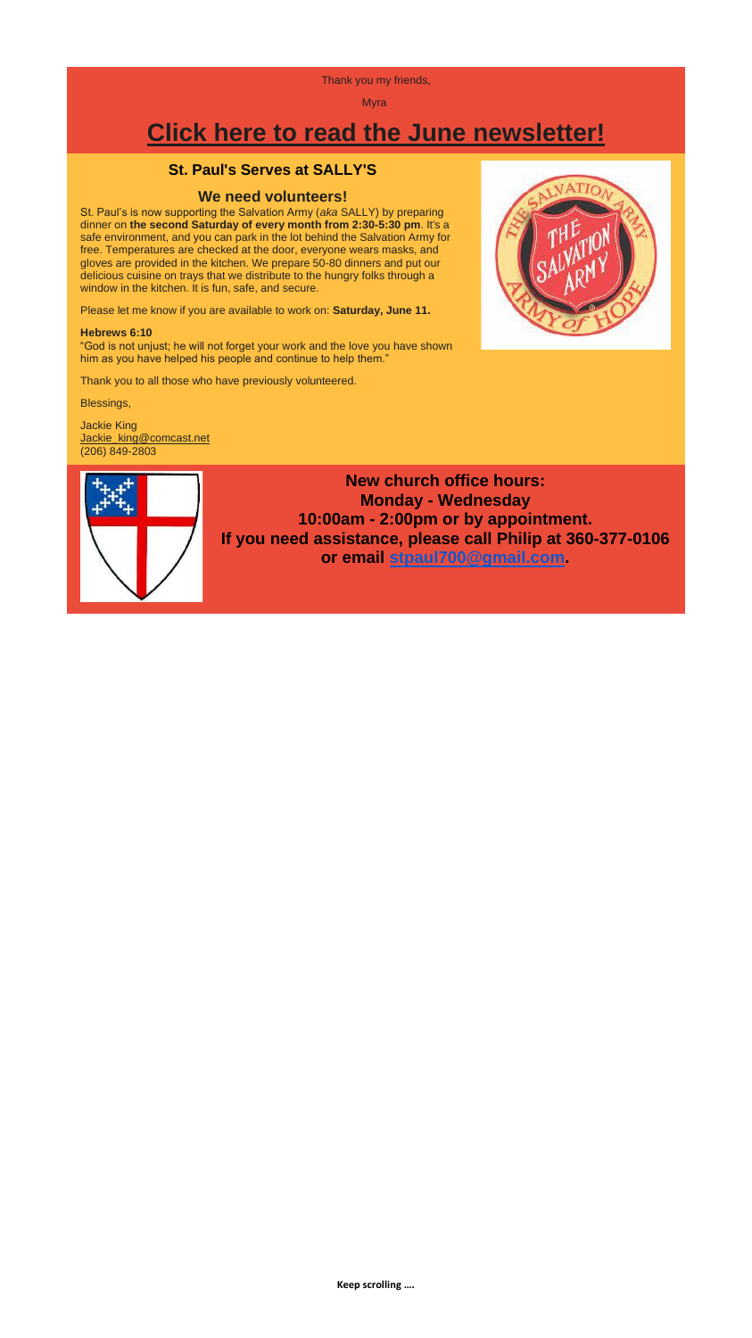Thank you my friends,

Myra

# Click here to read the June newsletter!

## St. Paul's Serves at SALLY'S

### We need volunteers!

St. Paul's is now supporting the Salvation Army (*aka* SALLY) by preparing dinner on **the second Saturday of every month from 2:30-5:30 pm**. It's a safe environment, and you can park in the lot behind the Salvation Army for free. Temperatures are checked at the door, everyone wears masks, and gloves are provided in the kitchen. We prepare 50-80 dinners and put our delicious cuisine on trays that we distribute to the hungry folks through a window in the kitchen. It is fun, safe, and secure.

Please let me know if you are available to work on: **Saturday, June 11.**

**Hebrews 6:10**
"God is not unjust; he will not forget your work and the love you have shown him as you have helped his people and continue to help them."

Thank you to all those who have previously volunteered.

Blessings,

Jackie King
Jackie_king@comcast.net
(206) 849-2803

**New church office hours:**
**Monday - Wednesday**
**10:00am - 2:00pm or by appointment.**
**If you need assistance, please call Philip at 360-377-0106 or email stpaul700@gmail.com.**

**Keep scrolling ….**